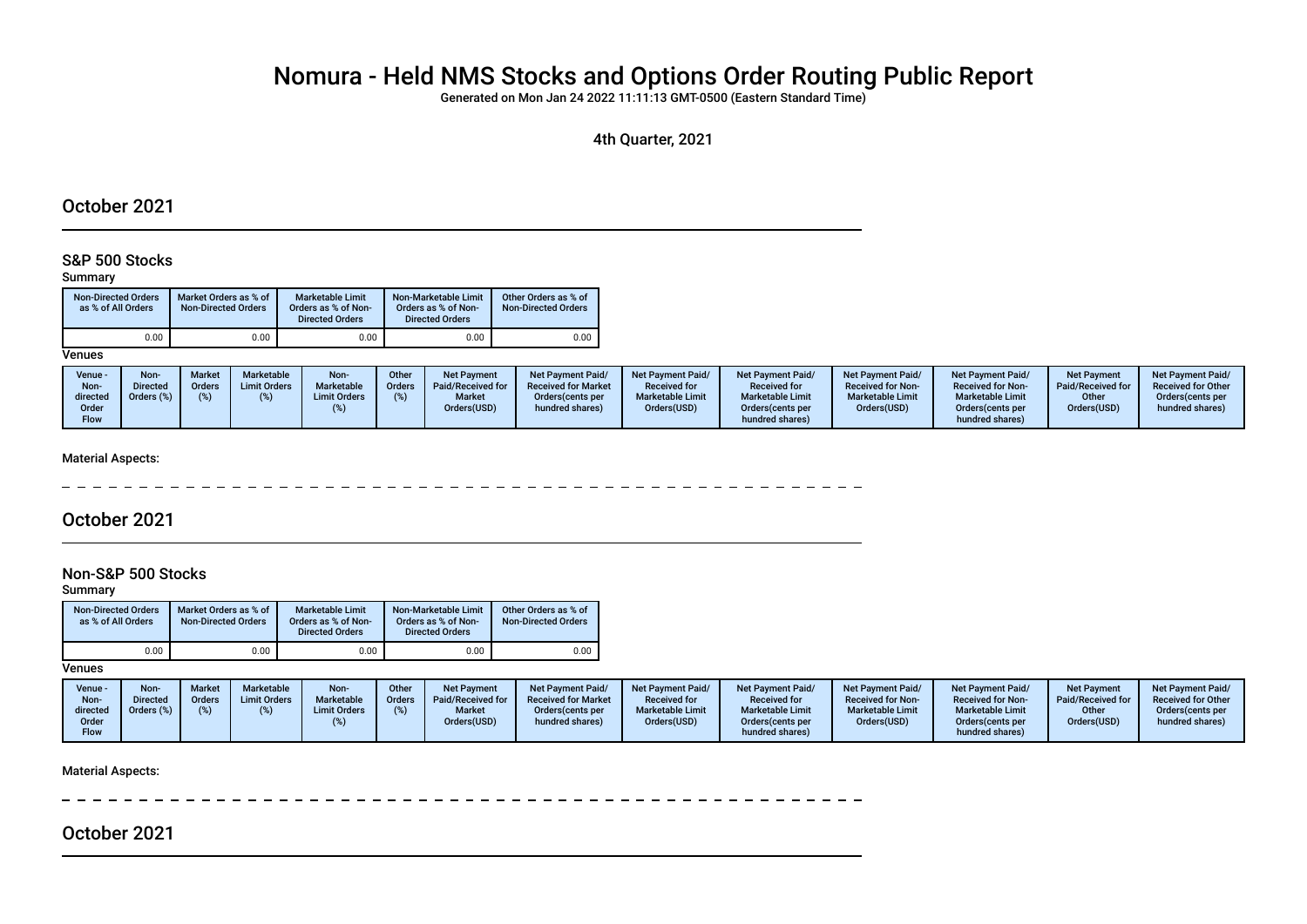# Nomura - Held NMS Stocks and Options Order Routing Public Report

Generated on Mon Jan 24 2022 11:11:13 GMT-0500 (Eastern Standard Time)

4th Quarter, 2021

## October 2021

### S&P 500 Stocks

Summary

| Non-Directed Orders as % of All Orders | Market Orders as % of Non-Directed Orders | Marketable Limit Orders as % of Non-Directed Orders | Non-Marketable Limit Orders as % of Non-Directed Orders | Other Orders as % of Non-Directed Orders |
|---|---|---|---|---|
| 0.00 | 0.00 | 0.00 | 0.00 | 0.00 |

Venues

| Venue - Non-directed Order Flow | Non-Directed Orders (%) | Market Orders (%) | Marketable Limit Orders (%) | Non-Marketable Limit Orders (%) | Other Orders (%) | Net Payment Paid/Received for Market Orders(USD) | Net Payment Paid/Received for Market Orders(cents per hundred shares) | Net Payment Paid/Received for Marketable Limit Orders(USD) | Net Payment Paid/Received for Marketable Limit Orders(cents per hundred shares) | Net Payment Paid/Received for Non-Marketable Limit Orders(USD) | Net Payment Paid/Received for Non-Marketable Limit Orders(cents per hundred shares) | Net Payment Paid/Received for Other Orders(USD) | Net Payment Paid/Received for Other Orders(cents per hundred shares) |
|---|---|---|---|---|---|---|---|---|---|---|---|---|---|

Material Aspects:

## October 2021

### Non-S&P 500 Stocks

Summary

| Non-Directed Orders as % of All Orders | Market Orders as % of Non-Directed Orders | Marketable Limit Orders as % of Non-Directed Orders | Non-Marketable Limit Orders as % of Non-Directed Orders | Other Orders as % of Non-Directed Orders |
|---|---|---|---|---|
| 0.00 | 0.00 | 0.00 | 0.00 | 0.00 |

Venues

| Venue - Non-directed Order Flow | Non-Directed Orders (%) | Market Orders (%) | Marketable Limit Orders (%) | Non-Marketable Limit Orders (%) | Other Orders (%) | Net Payment Paid/Received for Market Orders(USD) | Net Payment Paid/Received for Market Orders(cents per hundred shares) | Net Payment Paid/Received for Marketable Limit Orders(USD) | Net Payment Paid/Received for Marketable Limit Orders(cents per hundred shares) | Net Payment Paid/Received for Non-Marketable Limit Orders(USD) | Net Payment Paid/Received for Non-Marketable Limit Orders(cents per hundred shares) | Net Payment Paid/Received for Other Orders(USD) | Net Payment Paid/Received for Other Orders(cents per hundred shares) |
|---|---|---|---|---|---|---|---|---|---|---|---|---|---|

Material Aspects:

## October 2021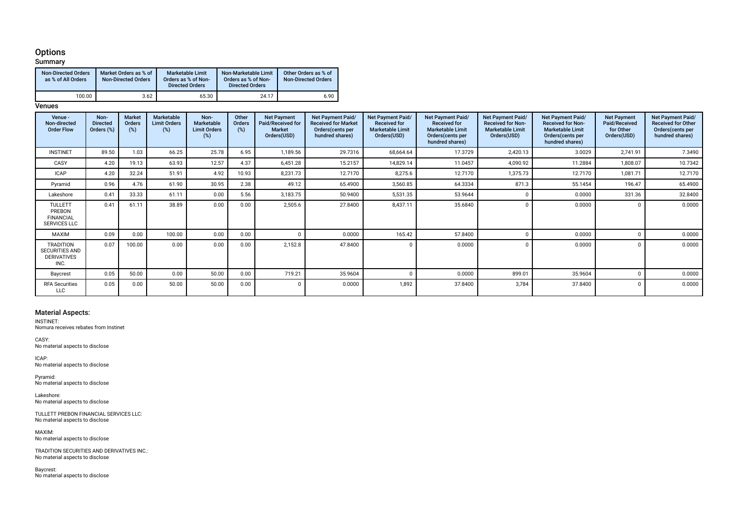# Options

## Summary

| Non-Directed Orders as % of All Orders | Market Orders as % of Non-Directed Orders | Marketable Limit Orders as % of Non-Directed Orders | Non-Marketable Limit Orders as % of Non-Directed Orders | Other Orders as % of Non-Directed Orders |
|---|---|---|---|---|
| 100.00 | 3.62 | 65.30 | 24.17 | 6.90 |

## Venues

| Venue - Non-directed Order Flow | Non-Directed Orders (%) | Market Orders (%) | Marketable Limit Orders (%) | Non-Marketable Limit Orders (%) | Other Orders (%) | Net Payment Paid/Received for Market Orders(USD) | Net Payment Paid/Received for Market Orders(cents per hundred shares) | Net Payment Paid/Received for Marketable Limit Orders(USD) | Net Payment Paid/Received for Marketable Limit Orders(cents per hundred shares) | Net Payment Paid/Received for Non-Marketable Limit Orders(USD) | Net Payment Paid/Received for Non-Marketable Limit Orders(cents per hundred shares) | Net Payment Paid/Received for Other Orders(USD) | Net Payment Paid/Received for Other Orders(cents per hundred shares) |
|---|---|---|---|---|---|---|---|---|---|---|---|---|---|
| INSTINET | 89.50 | 1.03 | 66.25 | 25.78 | 6.95 | 1,189.56 | 29.7316 | 68,664.64 | 17.3729 | 2,420.13 | 3.0029 | 2,741.91 | 7.3490 |
| CASY | 4.20 | 19.13 | 63.93 | 12.57 | 4.37 | 6,451.28 | 15.2157 | 14,829.14 | 11.0457 | 4,090.92 | 11.2884 | 1,808.07 | 10.7342 |
| ICAP | 4.20 | 32.24 | 51.91 | 4.92 | 10.93 | 8,231.73 | 12.7170 | 8,275.6 | 12.7170 | 1,375.73 | 12.7170 | 1,081.71 | 12.7170 |
| Pyramid | 0.96 | 4.76 | 61.90 | 30.95 | 2.38 | 49.12 | 65.4900 | 3,560.85 | 64.3334 | 871.3 | 55.1454 | 196.47 | 65.4900 |
| Lakeshore | 0.41 | 33.33 | 61.11 | 0.00 | 5.56 | 3,183.75 | 50.9400 | 5,531.35 | 53.9644 | 0 | 0.0000 | 331.36 | 32.8400 |
| TULLETT PREBON FINANCIAL SERVICES LLC | 0.41 | 61.11 | 38.89 | 0.00 | 0.00 | 2,505.6 | 27.8400 | 8,437.11 | 35.6840 | 0 | 0.0000 | 0 | 0.0000 |
| MAXIM | 0.09 | 0.00 | 100.00 | 0.00 | 0.00 | 0 | 0.0000 | 165.42 | 57.8400 | 0 | 0.0000 | 0 | 0.0000 |
| TRADITION SECURITIES AND DERIVATIVES INC. | 0.07 | 100.00 | 0.00 | 0.00 | 0.00 | 2,152.8 | 47.8400 | 0 | 0.0000 | 0 | 0.0000 | 0 | 0.0000 |
| Baycrest | 0.05 | 50.00 | 0.00 | 50.00 | 0.00 | 719.21 | 35.9604 | 0 | 0.0000 | 899.01 | 35.9604 | 0 | 0.0000 |
| RFA Securities LLC | 0.05 | 0.00 | 50.00 | 50.00 | 0.00 | 0 | 0.0000 | 1,892 | 37.8400 | 3,784 | 37.8400 | 0 | 0.0000 |

## Material Aspects:

INSTINET:
Nomura receives rebates from Instinet

CASY:
No material aspects to disclose

ICAP:
No material aspects to disclose

Pyramid:
No material aspects to disclose

Lakeshore:
No material aspects to disclose

TULLETT PREBON FINANCIAL SERVICES LLC:
No material aspects to disclose

MAXIM:
No material aspects to disclose

TRADITION SECURITIES AND DERIVATIVES INC.:
No material aspects to disclose

Baycrest:
No material aspects to disclose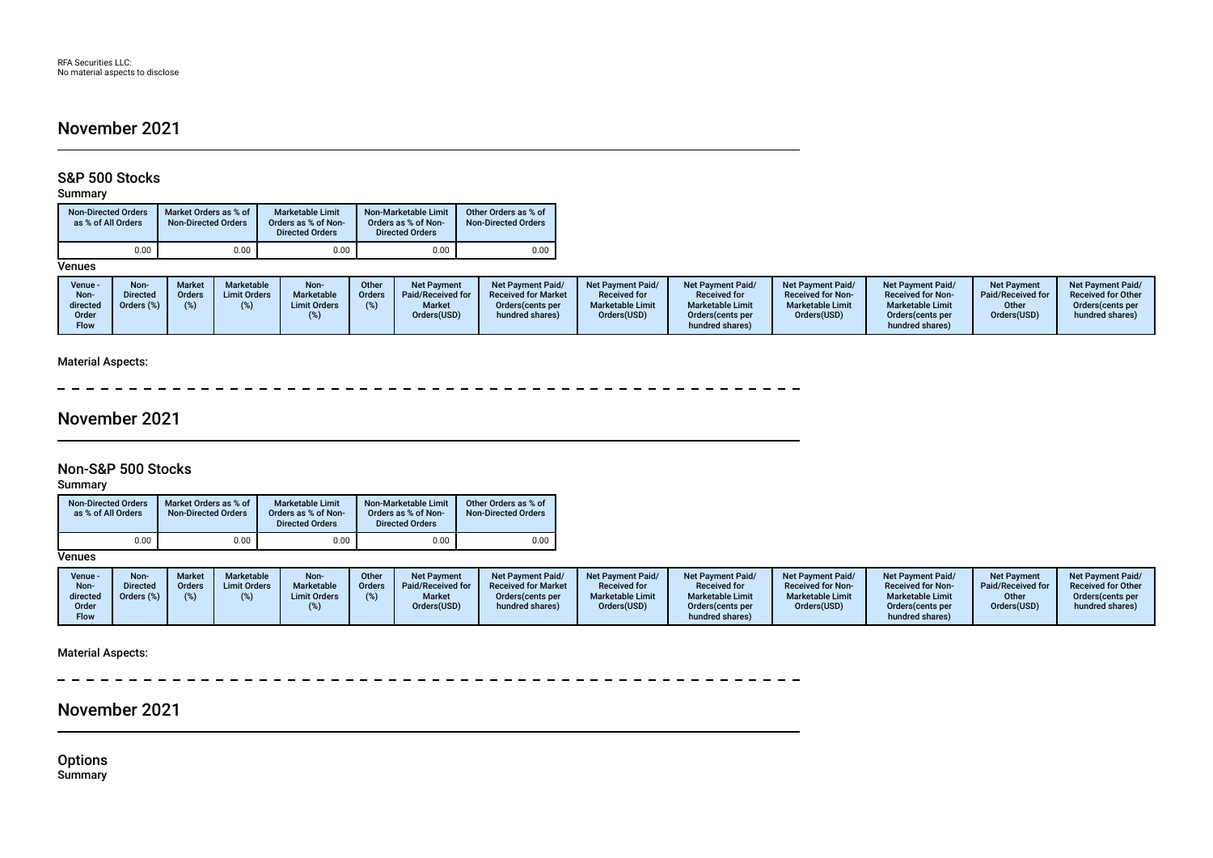RFA Securities LLC:
No material aspects to disclose

## November 2021

### S&P 500 Stocks

Summary

| Non-Directed Orders as % of All Orders | Market Orders as % of Non-Directed Orders | Marketable Limit Orders as % of Non-Directed Orders | Non-Marketable Limit Orders as % of Non-Directed Orders | Other Orders as % of Non-Directed Orders |
|---|---|---|---|---|
| 0.00 | 0.00 | 0.00 | 0.00 | 0.00 |

Venues

| Venue - Non-directed Order Flow | Non-Directed Orders (%) | Market Orders (%) | Marketable Limit Orders (%) | Non-Marketable Limit Orders (%) | Other Orders (%) | Net Payment Paid/Received for Market Orders(USD) | Net Payment Paid/Received for Market Orders(cents per hundred shares) | Net Payment Paid/Received for Marketable Limit Orders(USD) | Net Payment Paid/Received for Marketable Limit Orders(cents per hundred shares) | Net Payment Paid/Received for Non-Marketable Limit Orders(USD) | Net Payment Paid/Received for Non-Marketable Limit Orders(cents per hundred shares) | Net Payment Paid/Received for Other Orders(USD) | Net Payment Paid/Received for Other Orders(cents per hundred shares) |
|---|---|---|---|---|---|---|---|---|---|---|---|---|---|

Material Aspects:

## November 2021

### Non-S&P 500 Stocks

Summary

| Non-Directed Orders as % of All Orders | Market Orders as % of Non-Directed Orders | Marketable Limit Orders as % of Non-Directed Orders | Non-Marketable Limit Orders as % of Non-Directed Orders | Other Orders as % of Non-Directed Orders |
|---|---|---|---|---|
| 0.00 | 0.00 | 0.00 | 0.00 | 0.00 |

Venues

| Venue - Non-directed Order Flow | Non-Directed Orders (%) | Market Orders (%) | Marketable Limit Orders (%) | Non-Marketable Limit Orders (%) | Other Orders (%) | Net Payment Paid/Received for Market Orders(USD) | Net Payment Paid/Received for Market Orders(cents per hundred shares) | Net Payment Paid/Received for Marketable Limit Orders(USD) | Net Payment Paid/Received for Marketable Limit Orders(cents per hundred shares) | Net Payment Paid/Received for Non-Marketable Limit Orders(USD) | Net Payment Paid/Received for Non-Marketable Limit Orders(cents per hundred shares) | Net Payment Paid/Received for Other Orders(USD) | Net Payment Paid/Received for Other Orders(cents per hundred shares) |
|---|---|---|---|---|---|---|---|---|---|---|---|---|---|

Material Aspects:

## November 2021

### Options

Summary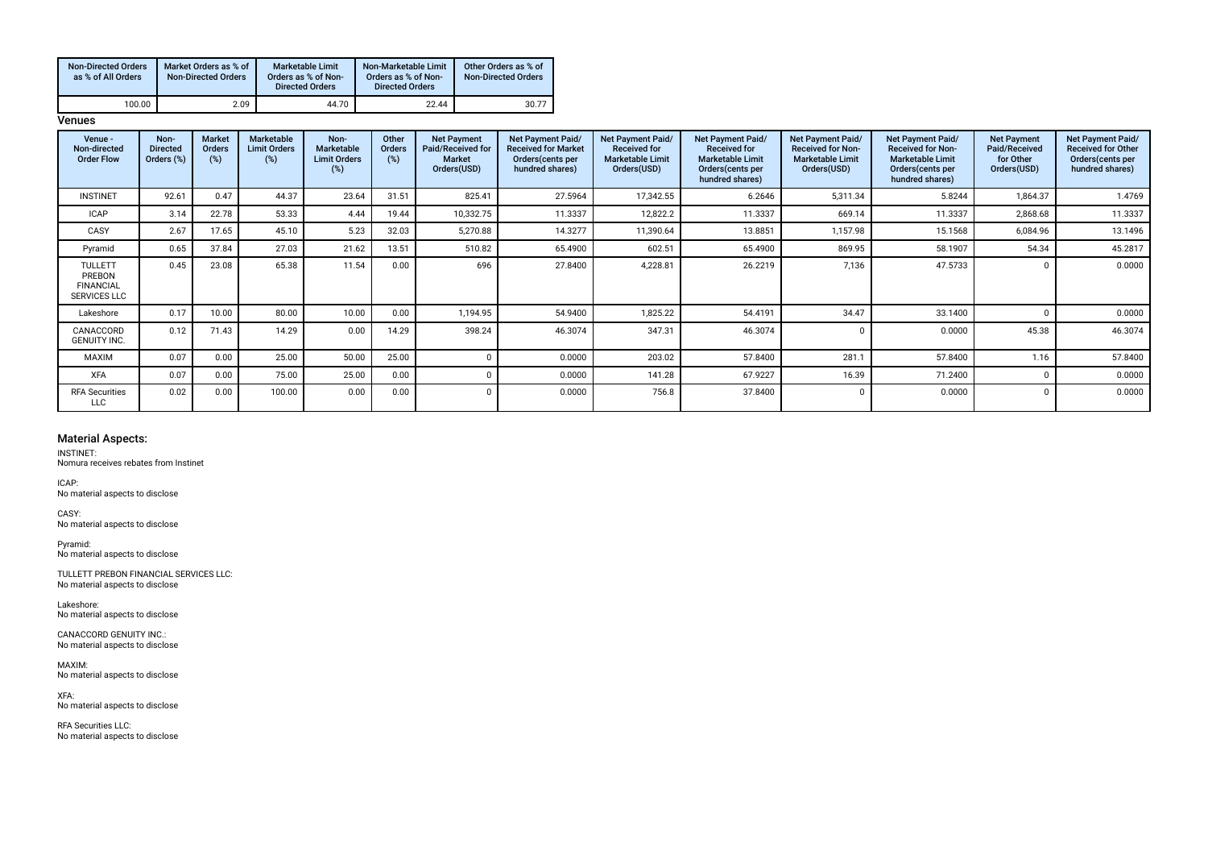| Non-Directed Orders as % of All Orders | Market Orders as % of Non-Directed Orders | Marketable Limit Orders as % of Non-Directed Orders | Non-Marketable Limit Orders as % of Non-Directed Orders | Other Orders as % of Non-Directed Orders |
|---|---|---|---|---|
| 100.00 | 2.09 | 44.70 | 22.44 | 30.77 |

## Venues

| Venue - Non-directed Order Flow | Non-Directed Orders (%) | Market Orders (%) | Marketable Limit Orders (%) | Non-Marketable Limit Orders (%) | Other Orders (%) | Net Payment Paid/Received for Market Orders(USD) | Net Payment Paid/Received for Market Orders(cents per hundred shares) | Net Payment Paid/Received for Marketable Limit Orders(USD) | Net Payment Paid/Received for Marketable Limit Orders(cents per hundred shares) | Net Payment Paid/Received for Non-Marketable Limit Orders(USD) | Net Payment Paid/Received for Non-Marketable Limit Orders(cents per hundred shares) | Net Payment Paid/Received for Other Orders(USD) | Net Payment Paid/Received for Other Orders(cents per hundred shares) |
|---|---|---|---|---|---|---|---|---|---|---|---|---|---|
| INSTINET | 92.61 | 0.47 | 44.37 | 23.64 | 31.51 | 825.41 | 27.5964 | 17,342.55 | 6.2646 | 5,311.34 | 5.8244 | 1,864.37 | 1.4769 |
| ICAP | 3.14 | 22.78 | 53.33 | 4.44 | 19.44 | 10,332.75 | 11.3337 | 12,822.2 | 11.3337 | 669.14 | 11.3337 | 2,868.68 | 11.3337 |
| CASY | 2.67 | 17.65 | 45.10 | 5.23 | 32.03 | 5,270.88 | 14.3277 | 11,390.64 | 13.8851 | 1,157.98 | 15.1568 | 6,084.96 | 13.1496 |
| Pyramid | 0.65 | 37.84 | 27.03 | 21.62 | 13.51 | 510.82 | 65.4900 | 602.51 | 65.4900 | 869.95 | 58.1907 | 54.34 | 45.2817 |
| TULLETT PREBON FINANCIAL SERVICES LLC | 0.45 | 23.08 | 65.38 | 11.54 | 0.00 | 696 | 27.8400 | 4,228.81 | 26.2219 | 7,136 | 47.5733 | 0 | 0.0000 |
| Lakeshore | 0.17 | 10.00 | 80.00 | 10.00 | 0.00 | 1,194.95 | 54.9400 | 1,825.22 | 54.4191 | 34.47 | 33.1400 | 0 | 0.0000 |
| CANACCORD GENUITY INC. | 0.12 | 71.43 | 14.29 | 0.00 | 14.29 | 398.24 | 46.3074 | 347.31 | 46.3074 | 0 | 0.0000 | 45.38 | 46.3074 |
| MAXIM | 0.07 | 0.00 | 25.00 | 50.00 | 25.00 | 0 | 0.0000 | 203.02 | 57.8400 | 281.1 | 57.8400 | 1.16 | 57.8400 |
| XFA | 0.07 | 0.00 | 75.00 | 25.00 | 0.00 | 0 | 0.0000 | 141.28 | 67.9227 | 16.39 | 71.2400 | 0 | 0.0000 |
| RFA Securities LLC | 0.02 | 0.00 | 100.00 | 0.00 | 0.00 | 0 | 0.0000 | 756.8 | 37.8400 | 0 | 0.0000 | 0 | 0.0000 |

## Material Aspects:

INSTINET:
Nomura receives rebates from Instinet

ICAP:
No material aspects to disclose

CASY:
No material aspects to disclose

Pyramid:
No material aspects to disclose

TULLETT PREBON FINANCIAL SERVICES LLC:
No material aspects to disclose

Lakeshore:
No material aspects to disclose

CANACCORD GENUITY INC.:
No material aspects to disclose

MAXIM:
No material aspects to disclose

XFA:
No material aspects to disclose

RFA Securities LLC:
No material aspects to disclose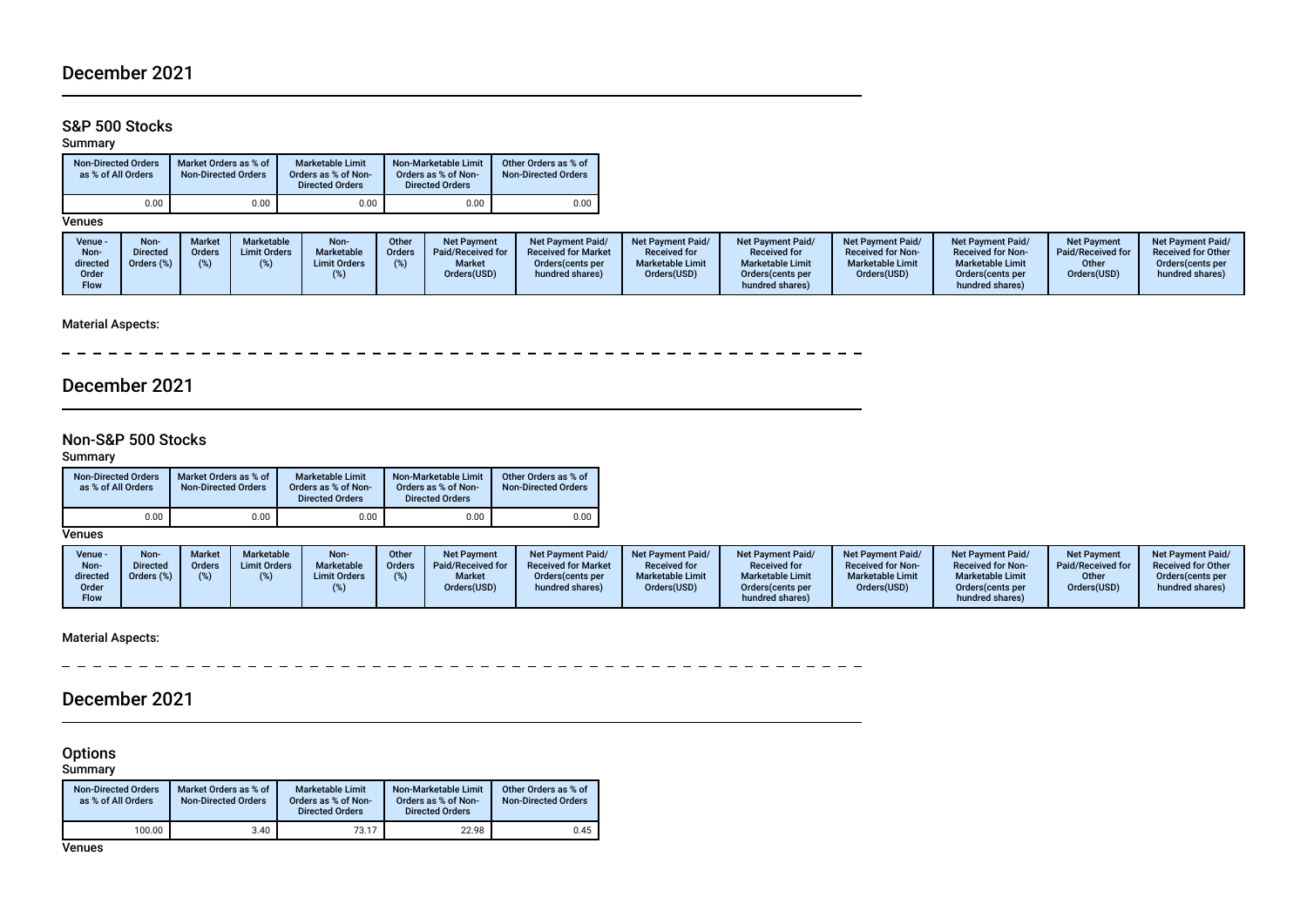## December 2021

### S&P 500 Stocks

Summary

| Non-Directed Orders as % of All Orders | Market Orders as % of Non-Directed Orders | Marketable Limit Orders as % of Non-Directed Orders | Non-Marketable Limit Orders as % of Non-Directed Orders | Other Orders as % of Non-Directed Orders |
|---|---|---|---|---|
| 0.00 | 0.00 | 0.00 | 0.00 | 0.00 |

Venues

| Venue - Non-directed Order Flow | Non-Directed Orders (%) | Market Orders (%) | Marketable Limit Orders (%) | Non-Marketable Limit Orders (%) | Other Orders (%) | Net Payment Paid/Received for Market Orders(USD) | Net Payment Paid/Received for Market Orders(cents per hundred shares) | Net Payment Paid/Received for Marketable Limit Orders(USD) | Net Payment Paid/Received for Marketable Limit Orders(cents per hundred shares) | Net Payment Paid/Received for Non-Marketable Limit Orders(USD) | Net Payment Paid/Received for Non-Marketable Limit Orders(cents per hundred shares) | Net Payment Paid/Received for Other Orders(USD) | Net Payment Paid/Received for Other Orders(cents per hundred shares) |
|---|---|---|---|---|---|---|---|---|---|---|---|---|---|

Material Aspects:

## December 2021

### Non-S&P 500 Stocks

Summary

| Non-Directed Orders as % of All Orders | Market Orders as % of Non-Directed Orders | Marketable Limit Orders as % of Non-Directed Orders | Non-Marketable Limit Orders as % of Non-Directed Orders | Other Orders as % of Non-Directed Orders |
|---|---|---|---|---|
| 0.00 | 0.00 | 0.00 | 0.00 | 0.00 |

Venues

| Venue - Non-directed Order Flow | Non-Directed Orders (%) | Market Orders (%) | Marketable Limit Orders (%) | Non-Marketable Limit Orders (%) | Other Orders (%) | Net Payment Paid/Received for Market Orders(USD) | Net Payment Paid/Received for Market Orders(cents per hundred shares) | Net Payment Paid/Received for Marketable Limit Orders(USD) | Net Payment Paid/Received for Marketable Limit Orders(cents per hundred shares) | Net Payment Paid/Received for Non-Marketable Limit Orders(USD) | Net Payment Paid/Received for Non-Marketable Limit Orders(cents per hundred shares) | Net Payment Paid/Received for Other Orders(USD) | Net Payment Paid/Received for Other Orders(cents per hundred shares) |
|---|---|---|---|---|---|---|---|---|---|---|---|---|---|

Material Aspects:

## December 2021

### Options

Summary

| Non-Directed Orders as % of All Orders | Market Orders as % of Non-Directed Orders | Marketable Limit Orders as % of Non-Directed Orders | Non-Marketable Limit Orders as % of Non-Directed Orders | Other Orders as % of Non-Directed Orders |
|---|---|---|---|---|
| 100.00 | 3.40 | 73.17 | 22.98 | 0.45 |

Venues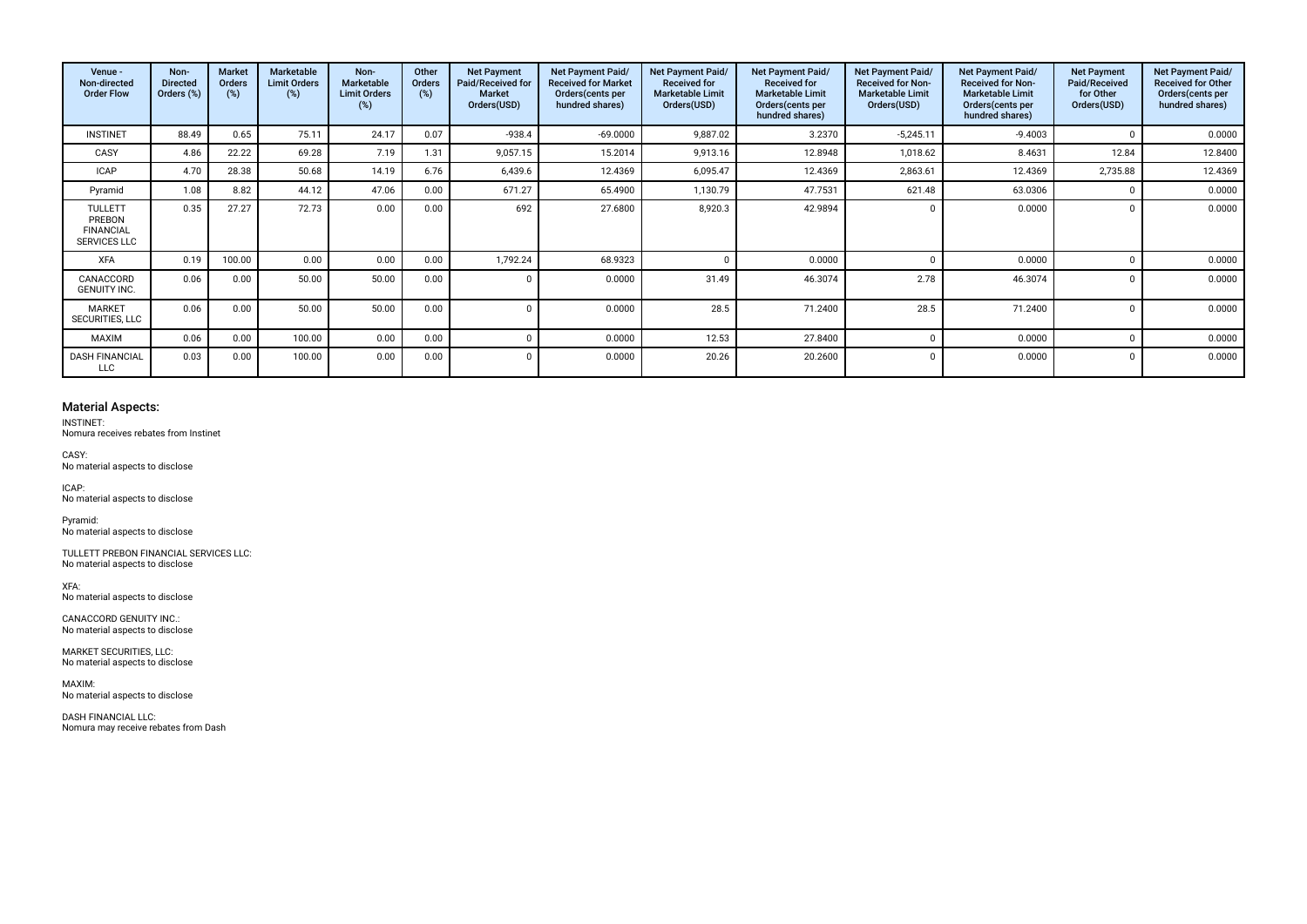| Venue - Non-directed Order Flow | Non-Directed Orders (%) | Market Orders (%) | Marketable Limit Orders (%) | Non-Marketable Limit Orders (%) | Other Orders (%) | Net Payment Paid/Received for Market Orders(USD) | Net Payment Paid/Received for Market Orders(cents per hundred shares) | Net Payment Paid/Received for Marketable Limit Orders(USD) | Net Payment Paid/Received for Marketable Limit Orders(cents per hundred shares) | Net Payment Paid/Received for Non-Marketable Limit Orders(USD) | Net Payment Paid/Received for Non-Marketable Limit Orders(cents per hundred shares) | Net Payment Paid/Received for Other Orders(USD) | Net Payment Paid/Received for Other Orders(cents per hundred shares) |
|---|---|---|---|---|---|---|---|---|---|---|---|---|---|
| INSTINET | 88.49 | 0.65 | 75.11 | 24.17 | 0.07 | -938.4 | -69.0000 | 9,887.02 | 3.2370 | -5,245.11 | -9.4003 | 0 | 0.0000 |
| CASY | 4.86 | 22.22 | 69.28 | 7.19 | 1.31 | 9,057.15 | 15.2014 | 9,913.16 | 12.8948 | 1,018.62 | 8.4631 | 12.84 | 12.8400 |
| ICAP | 4.70 | 28.38 | 50.68 | 14.19 | 6.76 | 6,439.6 | 12.4369 | 6,095.47 | 12.4369 | 2,863.61 | 12.4369 | 2,735.88 | 12.4369 |
| Pyramid | 1.08 | 8.82 | 44.12 | 47.06 | 0.00 | 671.27 | 65.4900 | 1,130.79 | 47.7531 | 621.48 | 63.0306 | 0 | 0.0000 |
| TULLETT PREBON FINANCIAL SERVICES LLC | 0.35 | 27.27 | 72.73 | 0.00 | 0.00 | 692 | 27.6800 | 8,920.3 | 42.9894 | 0 | 0.0000 | 0 | 0.0000 |
| XFA | 0.19 | 100.00 | 0.00 | 0.00 | 0.00 | 1,792.24 | 68.9323 | 0 | 0.0000 | 0 | 0.0000 | 0 | 0.0000 |
| CANACCORD GENUITY INC. | 0.06 | 0.00 | 50.00 | 50.00 | 0.00 | 0 | 0.0000 | 31.49 | 46.3074 | 2.78 | 46.3074 | 0 | 0.0000 |
| MARKET SECURITIES, LLC | 0.06 | 0.00 | 50.00 | 50.00 | 0.00 | 0 | 0.0000 | 28.5 | 71.2400 | 28.5 | 71.2400 | 0 | 0.0000 |
| MAXIM | 0.06 | 0.00 | 100.00 | 0.00 | 0.00 | 0 | 0.0000 | 12.53 | 27.8400 | 0 | 0.0000 | 0 | 0.0000 |
| DASH FINANCIAL LLC | 0.03 | 0.00 | 100.00 | 0.00 | 0.00 | 0 | 0.0000 | 20.26 | 20.2600 | 0 | 0.0000 | 0 | 0.0000 |

## Material Aspects:

INSTINET:
Nomura receives rebates from Instinet

CASY:
No material aspects to disclose

ICAP:
No material aspects to disclose

Pyramid:
No material aspects to disclose

TULLETT PREBON FINANCIAL SERVICES LLC:
No material aspects to disclose

XFA:
No material aspects to disclose

CANACCORD GENUITY INC.:
No material aspects to disclose

MARKET SECURITIES, LLC:
No material aspects to disclose

MAXIM:
No material aspects to disclose

DASH FINANCIAL LLC:
Nomura may receive rebates from Dash